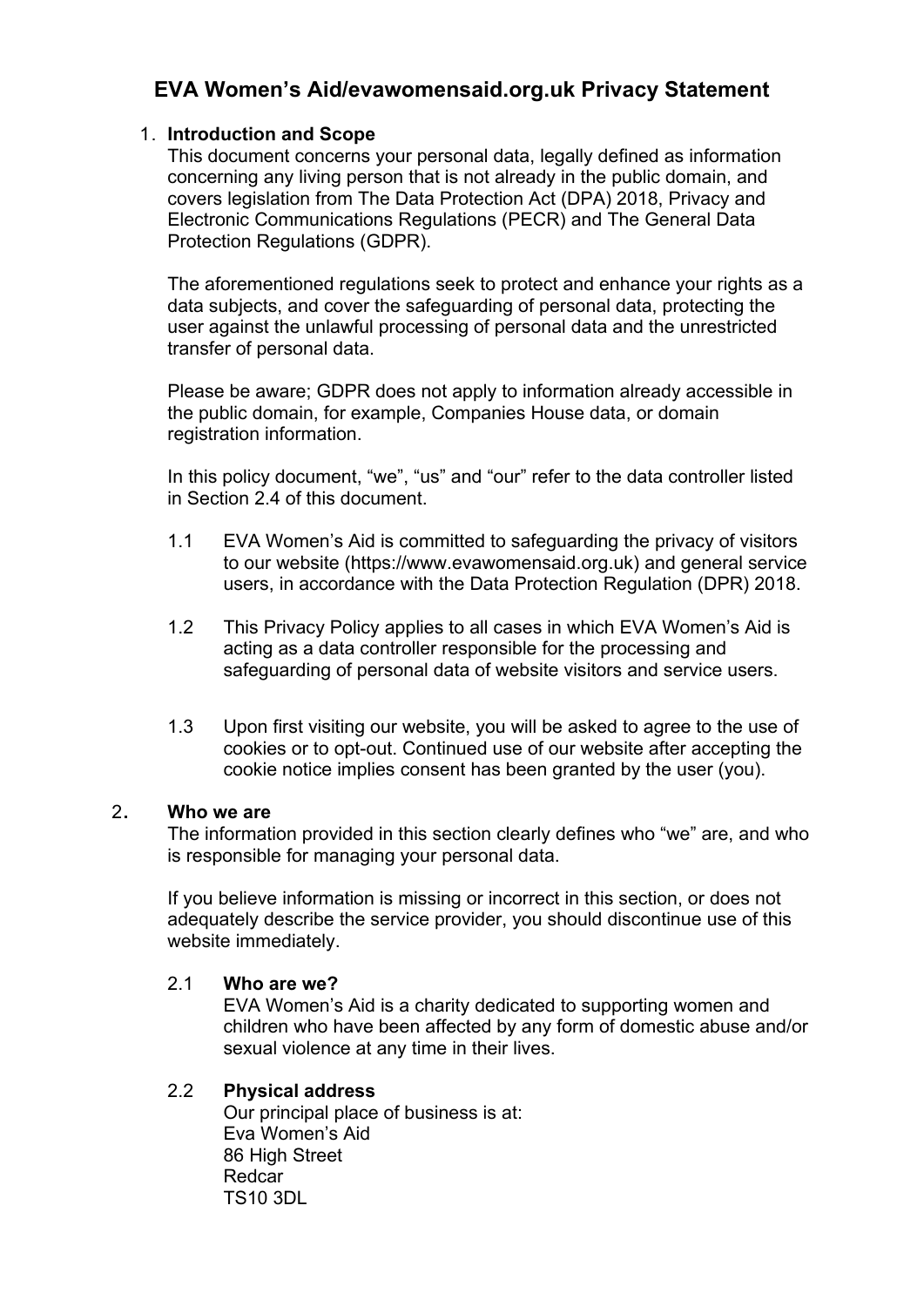# EVA Women's Aid/evawomensaid.org.uk Privacy Statement

## 1. Introduction and Scope

This document concerns your personal data, legally defined as information concerning any living person that is not already in the public domain, and covers legislation from The Data Protection Act (DPA) 2018, Privacy and Electronic Communications Regulations (PECR) and The General Data Protection Regulations (GDPR).

The aforementioned regulations seek to protect and enhance your rights as a data subjects, and cover the safeguarding of personal data, protecting the user against the unlawful processing of personal data and the unrestricted transfer of personal data.

Please be aware; GDPR does not apply to information already accessible in the public domain, for example, Companies House data, or domain registration information.

In this policy document, "we", "us" and "our" refer to the data controller listed in Section 2.4 of this document.

1.1 EVA Women's Aid is committed to safeguarding the privacy of visitors to our website (https://www.evawomensaid.org.uk) and general service users, in accordance with the Data Protection Regulation (DPR) 2018.

1.2 This Privacy Policy applies to all cases in which EVA Women's Aid is acting as a data controller responsible for the processing and safeguarding of personal data of website visitors and service users.

1.3 Upon first visiting our website, you will be asked to agree to the use of cookies or to opt-out. Continued use of our website after accepting the cookie notice implies consent has been granted by the user (you).

## 2. Who we are

The information provided in this section clearly defines who "we" are, and who is responsible for managing your personal data.

If you believe information is missing or incorrect in this section, or does not adequately describe the service provider, you should discontinue use of this website immediately.

### 2.1 Who are we?

EVA Women's Aid is a charity dedicated to supporting women and children who have been affected by any form of domestic abuse and/or sexual violence at any time in their lives.

### 2.2 Physical address

Our principal place of business is at:
Eva Women's Aid
86 High Street
Redcar
TS10 3DL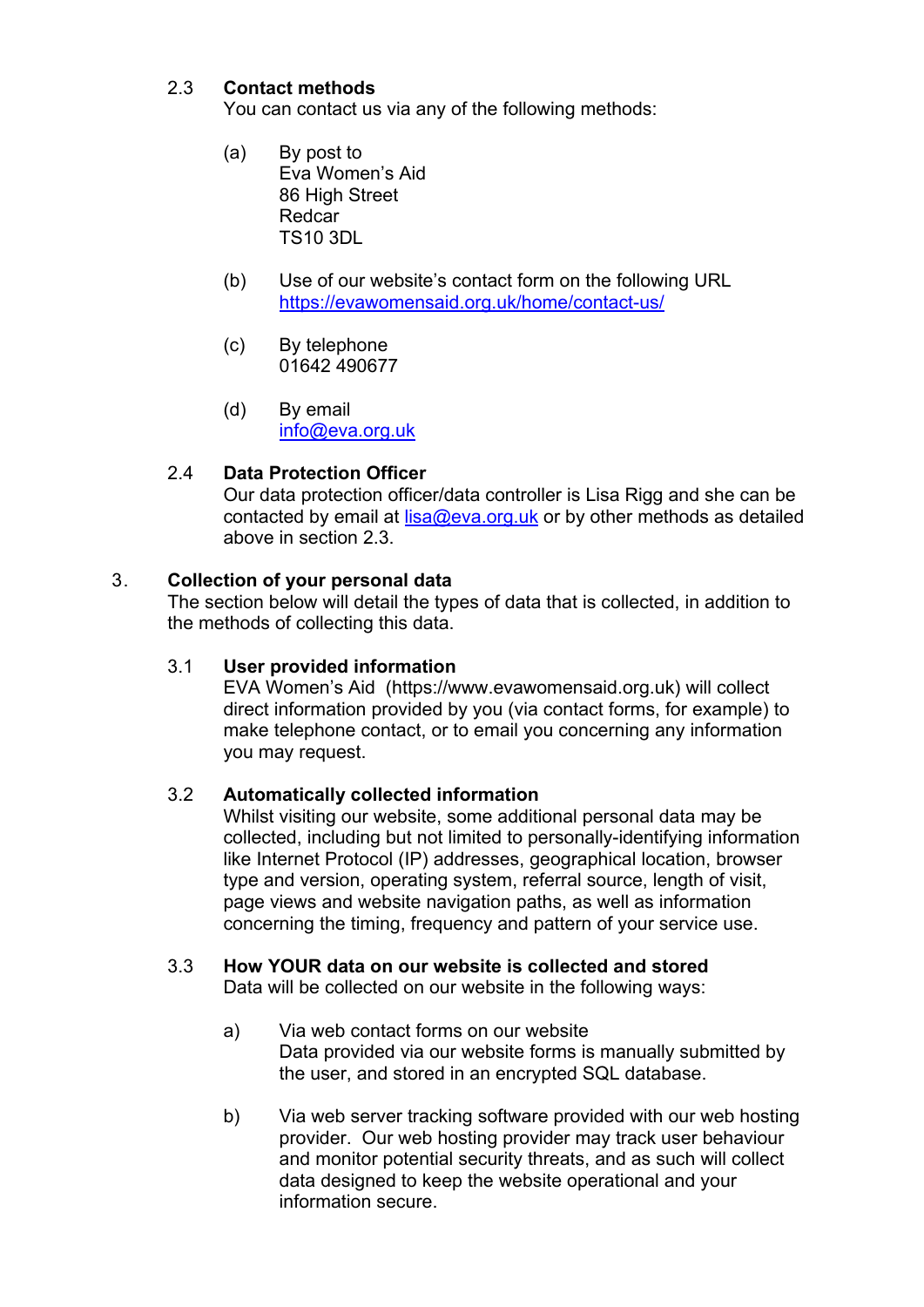### 2.3 Contact methods

You can contact us via any of the following methods:

(a) By post to
Eva Women's Aid
86 High Street
Redcar
TS10 3DL

(b) Use of our website's contact form on the following URL
[https://evawomensaid.org.uk/home/contact-us/](https://evawomensaid.org.uk/home/contact-us/)

(c) By telephone
01642 490677

(d) By email
[info@eva.org.uk](mailto:info@eva.org.uk)

### 2.4 Data Protection Officer

Our data protection officer/data controller is Lisa Rigg and she can be contacted by email at [lisa@eva.org.uk](mailto:lisa@eva.org.uk) or by other methods as detailed above in section 2.3.

## 3. Collection of your personal data

The section below will detail the types of data that is collected, in addition to the methods of collecting this data.

### 3.1 User provided information

EVA Women's Aid (https://www.evawomensaid.org.uk) will collect direct information provided by you (via contact forms, for example) to make telephone contact, or to email you concerning any information you may request.

### 3.2 Automatically collected information

Whilst visiting our website, some additional personal data may be collected, including but not limited to personally-identifying information like Internet Protocol (IP) addresses, geographical location, browser type and version, operating system, referral source, length of visit, page views and website navigation paths, as well as information concerning the timing, frequency and pattern of your service use.

### 3.3 How YOUR data on our website is collected and stored

Data will be collected on our website in the following ways:

a) Via web contact forms on our website
Data provided via our website forms is manually submitted by the user, and stored in an encrypted SQL database.

b) Via web server tracking software provided with our web hosting provider. Our web hosting provider may track user behaviour and monitor potential security threats, and as such will collect data designed to keep the website operational and your information secure.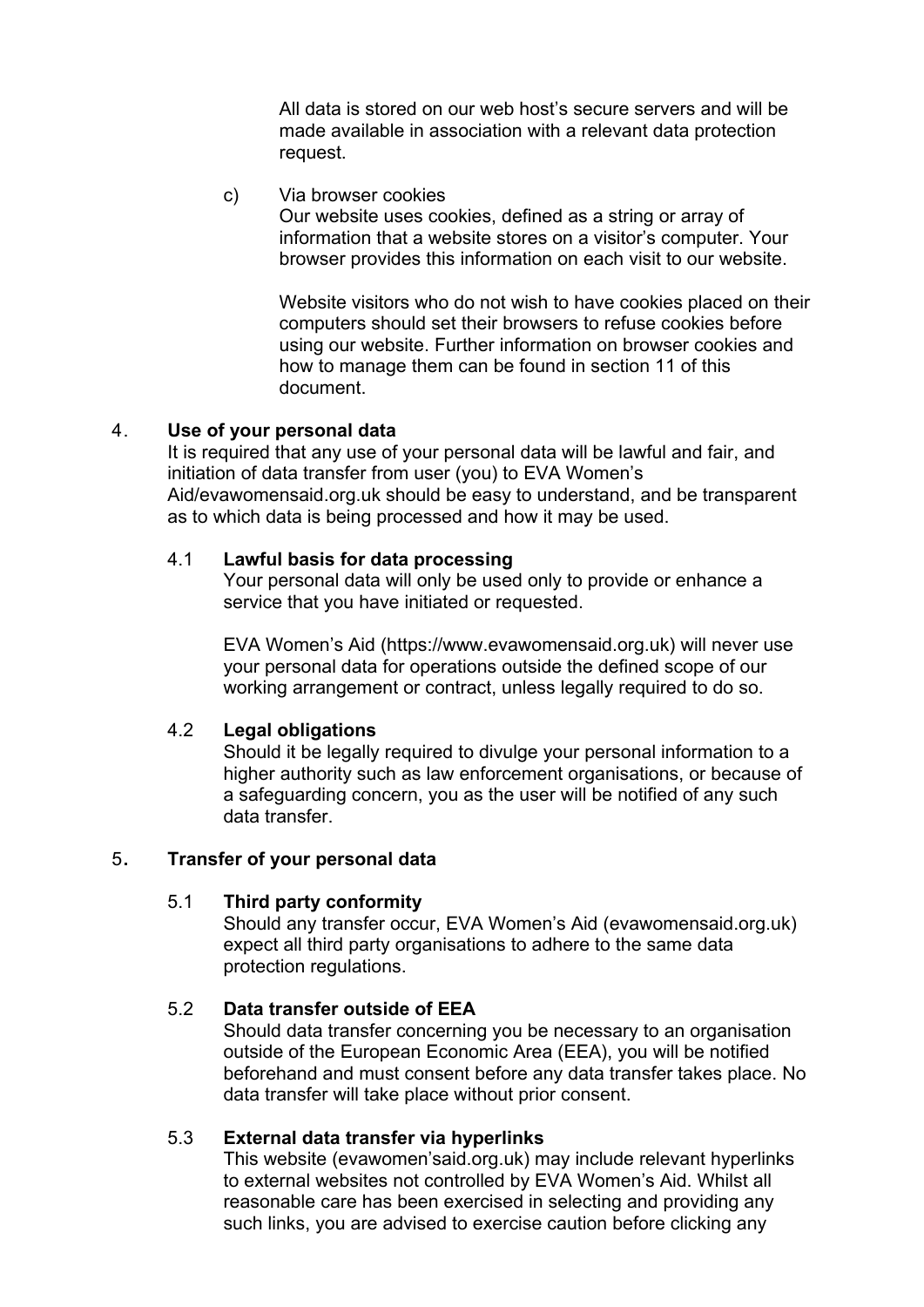All data is stored on our web host's secure servers and will be made available in association with a relevant data protection request.

c) Via browser cookies
Our website uses cookies, defined as a string or array of information that a website stores on a visitor's computer. Your browser provides this information on each visit to our website.

Website visitors who do not wish to have cookies placed on their computers should set their browsers to refuse cookies before using our website. Further information on browser cookies and how to manage them can be found in section 11 of this document.

## 4. Use of your personal data

It is required that any use of your personal data will be lawful and fair, and initiation of data transfer from user (you) to EVA Women's Aid/evawomensaid.org.uk should be easy to understand, and be transparent as to which data is being processed and how it may be used.

### 4.1 Lawful basis for data processing

Your personal data will only be used only to provide or enhance a service that you have initiated or requested.

EVA Women's Aid (https://www.evawomensaid.org.uk) will never use your personal data for operations outside the defined scope of our working arrangement or contract, unless legally required to do so.

### 4.2 Legal obligations

Should it be legally required to divulge your personal information to a higher authority such as law enforcement organisations, or because of a safeguarding concern, you as the user will be notified of any such data transfer.

## 5. Transfer of your personal data

### 5.1 Third party conformity

Should any transfer occur, EVA Women's Aid (evawomensaid.org.uk) expect all third party organisations to adhere to the same data protection regulations.

### 5.2 Data transfer outside of EEA

Should data transfer concerning you be necessary to an organisation outside of the European Economic Area (EEA), you will be notified beforehand and must consent before any data transfer takes place. No data transfer will take place without prior consent.

### 5.3 External data transfer via hyperlinks

This website (evawomen'said.org.uk) may include relevant hyperlinks to external websites not controlled by EVA Women's Aid. Whilst all reasonable care has been exercised in selecting and providing any such links, you are advised to exercise caution before clicking any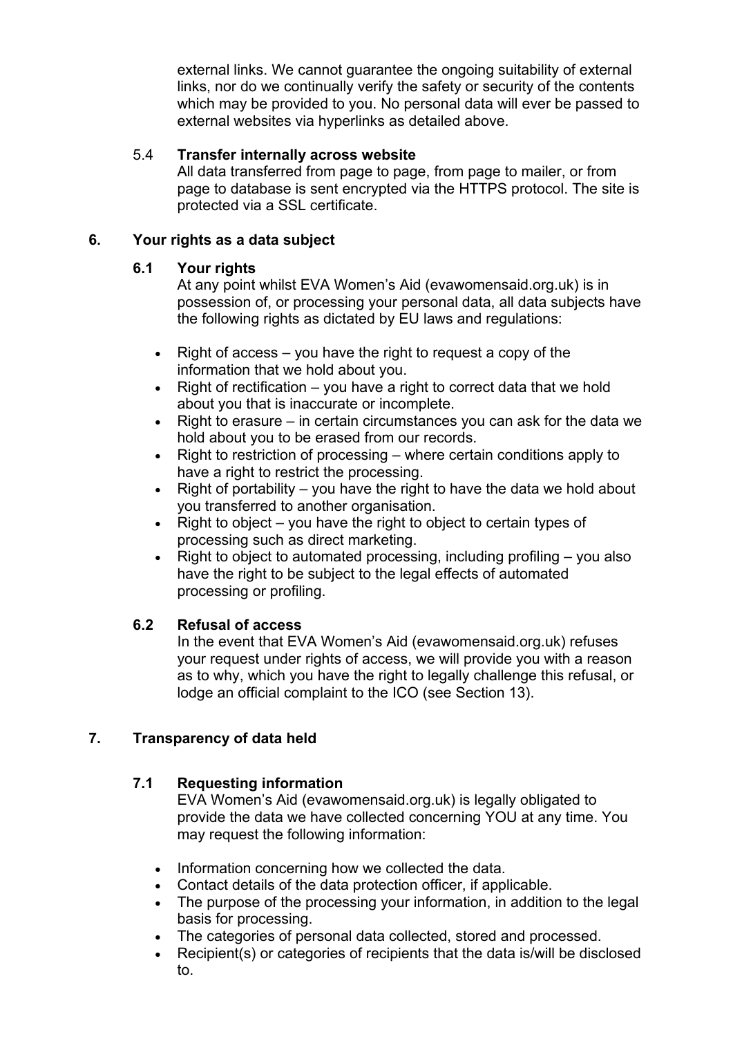external links. We cannot guarantee the ongoing suitability of external links, nor do we continually verify the safety or security of the contents which may be provided to you. No personal data will ever be passed to external websites via hyperlinks as detailed above.

### 5.4 Transfer internally across website

All data transferred from page to page, from page to mailer, or from page to database is sent encrypted via the HTTPS protocol. The site is protected via a SSL certificate.

## 6. Your rights as a data subject

### 6.1 Your rights

At any point whilst EVA Women's Aid (evawomensaid.org.uk) is in possession of, or processing your personal data, all data subjects have the following rights as dictated by EU laws and regulations:

- Right of access – you have the right to request a copy of the information that we hold about you.
- Right of rectification – you have a right to correct data that we hold about you that is inaccurate or incomplete.
- Right to erasure – in certain circumstances you can ask for the data we hold about you to be erased from our records.
- Right to restriction of processing – where certain conditions apply to have a right to restrict the processing.
- Right of portability – you have the right to have the data we hold about you transferred to another organisation.
- Right to object – you have the right to object to certain types of processing such as direct marketing.
- Right to object to automated processing, including profiling – you also have the right to be subject to the legal effects of automated processing or profiling.

### 6.2 Refusal of access

In the event that EVA Women's Aid (evawomensaid.org.uk) refuses your request under rights of access, we will provide you with a reason as to why, which you have the right to legally challenge this refusal, or lodge an official complaint to the ICO (see Section 13).

## 7. Transparency of data held

### 7.1 Requesting information

EVA Women's Aid (evawomensaid.org.uk) is legally obligated to provide the data we have collected concerning YOU at any time. You may request the following information:

- Information concerning how we collected the data.
- Contact details of the data protection officer, if applicable.
- The purpose of the processing your information, in addition to the legal basis for processing.
- The categories of personal data collected, stored and processed.
- Recipient(s) or categories of recipients that the data is/will be disclosed to.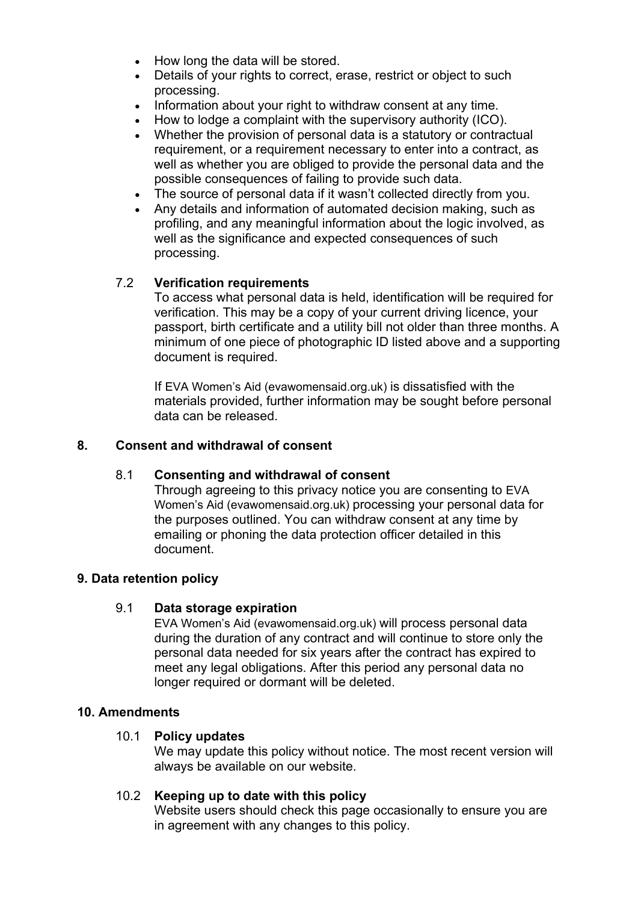- How long the data will be stored.
- Details of your rights to correct, erase, restrict or object to such processing.
- Information about your right to withdraw consent at any time.
- How to lodge a complaint with the supervisory authority (ICO).
- Whether the provision of personal data is a statutory or contractual requirement, or a requirement necessary to enter into a contract, as well as whether you are obliged to provide the personal data and the possible consequences of failing to provide such data.
- The source of personal data if it wasn't collected directly from you.
- Any details and information of automated decision making, such as profiling, and any meaningful information about the logic involved, as well as the significance and expected consequences of such processing.

### 7.2 Verification requirements

To access what personal data is held, identification will be required for verification. This may be a copy of your current driving licence, your passport, birth certificate and a utility bill not older than three months. A minimum of one piece of photographic ID listed above and a supporting document is required.

If EVA Women's Aid (evawomensaid.org.uk) is dissatisfied with the materials provided, further information may be sought before personal data can be released.

## 8. Consent and withdrawal of consent

### 8.1 Consenting and withdrawal of consent

Through agreeing to this privacy notice you are consenting to EVA Women's Aid (evawomensaid.org.uk) processing your personal data for the purposes outlined. You can withdraw consent at any time by emailing or phoning the data protection officer detailed in this document.

## 9. Data retention policy

### 9.1 Data storage expiration

EVA Women's Aid (evawomensaid.org.uk) will process personal data during the duration of any contract and will continue to store only the personal data needed for six years after the contract has expired to meet any legal obligations. After this period any personal data no longer required or dormant will be deleted.

## 10. Amendments

### 10.1 Policy updates

We may update this policy without notice. The most recent version will always be available on our website.

### 10.2 Keeping up to date with this policy

Website users should check this page occasionally to ensure you are in agreement with any changes to this policy.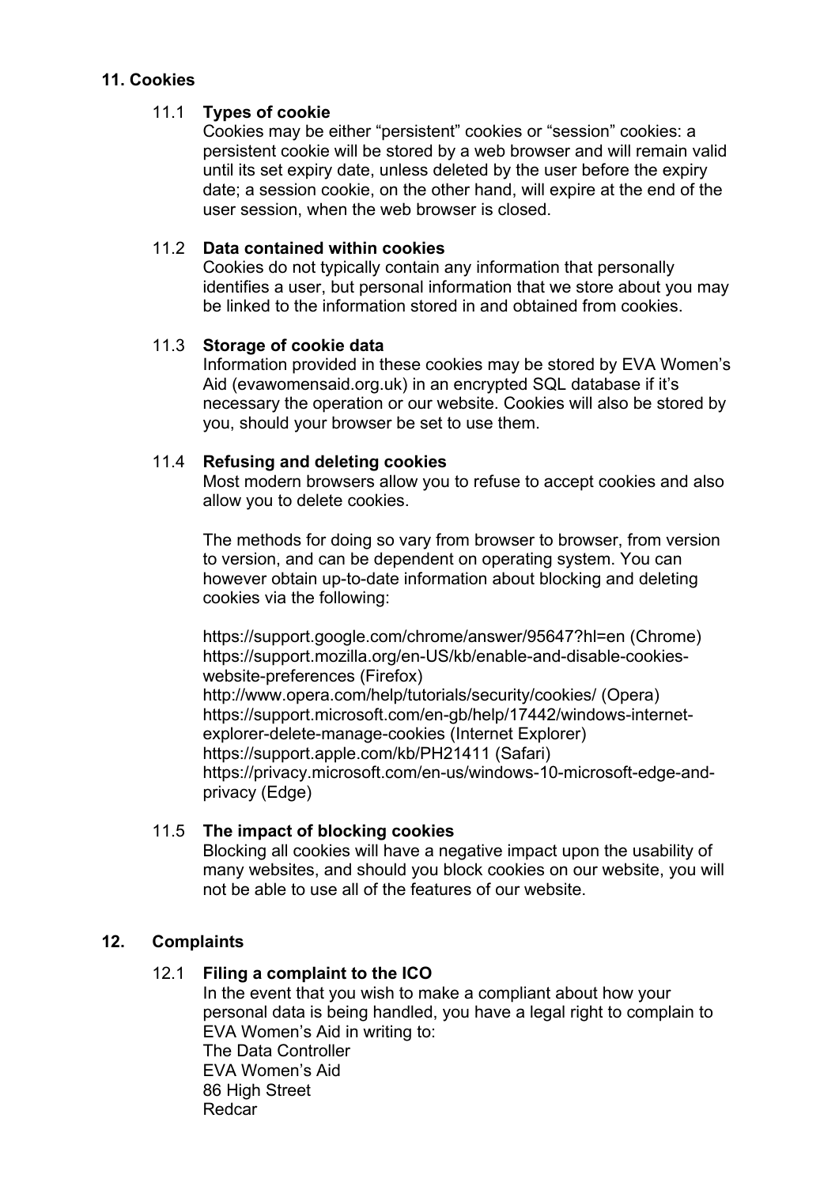## 11. Cookies

### 11.1 Types of cookie

Cookies may be either “persistent” cookies or “session” cookies: a persistent cookie will be stored by a web browser and will remain valid until its set expiry date, unless deleted by the user before the expiry date; a session cookie, on the other hand, will expire at the end of the user session, when the web browser is closed.

### 11.2 Data contained within cookies

Cookies do not typically contain any information that personally identifies a user, but personal information that we store about you may be linked to the information stored in and obtained from cookies.

### 11.3 Storage of cookie data

Information provided in these cookies may be stored by EVA Women’s Aid (evawomensaid.org.uk) in an encrypted SQL database if it’s necessary the operation or our website. Cookies will also be stored by you, should your browser be set to use them.

### 11.4 Refusing and deleting cookies

Most modern browsers allow you to refuse to accept cookies and also allow you to delete cookies.

The methods for doing so vary from browser to browser, from version to version, and can be dependent on operating system. You can however obtain up-to-date information about blocking and deleting cookies via the following:

https://support.google.com/chrome/answer/95647?hl=en (Chrome)
https://support.mozilla.org/en-US/kb/enable-and-disable-cookies-website-preferences (Firefox)
http://www.opera.com/help/tutorials/security/cookies/ (Opera)
https://support.microsoft.com/en-gb/help/17442/windows-internet-explorer-delete-manage-cookies (Internet Explorer)
https://support.apple.com/kb/PH21411 (Safari)
https://privacy.microsoft.com/en-us/windows-10-microsoft-edge-and-privacy (Edge)

### 11.5 The impact of blocking cookies

Blocking all cookies will have a negative impact upon the usability of many websites, and should you block cookies on our website, you will not be able to use all of the features of our website.

## 12. Complaints

### 12.1 Filing a complaint to the ICO

In the event that you wish to make a compliant about how your personal data is being handled, you have a legal right to complain to EVA Women’s Aid in writing to:
The Data Controller
EVA Women’s Aid
86 High Street
Redcar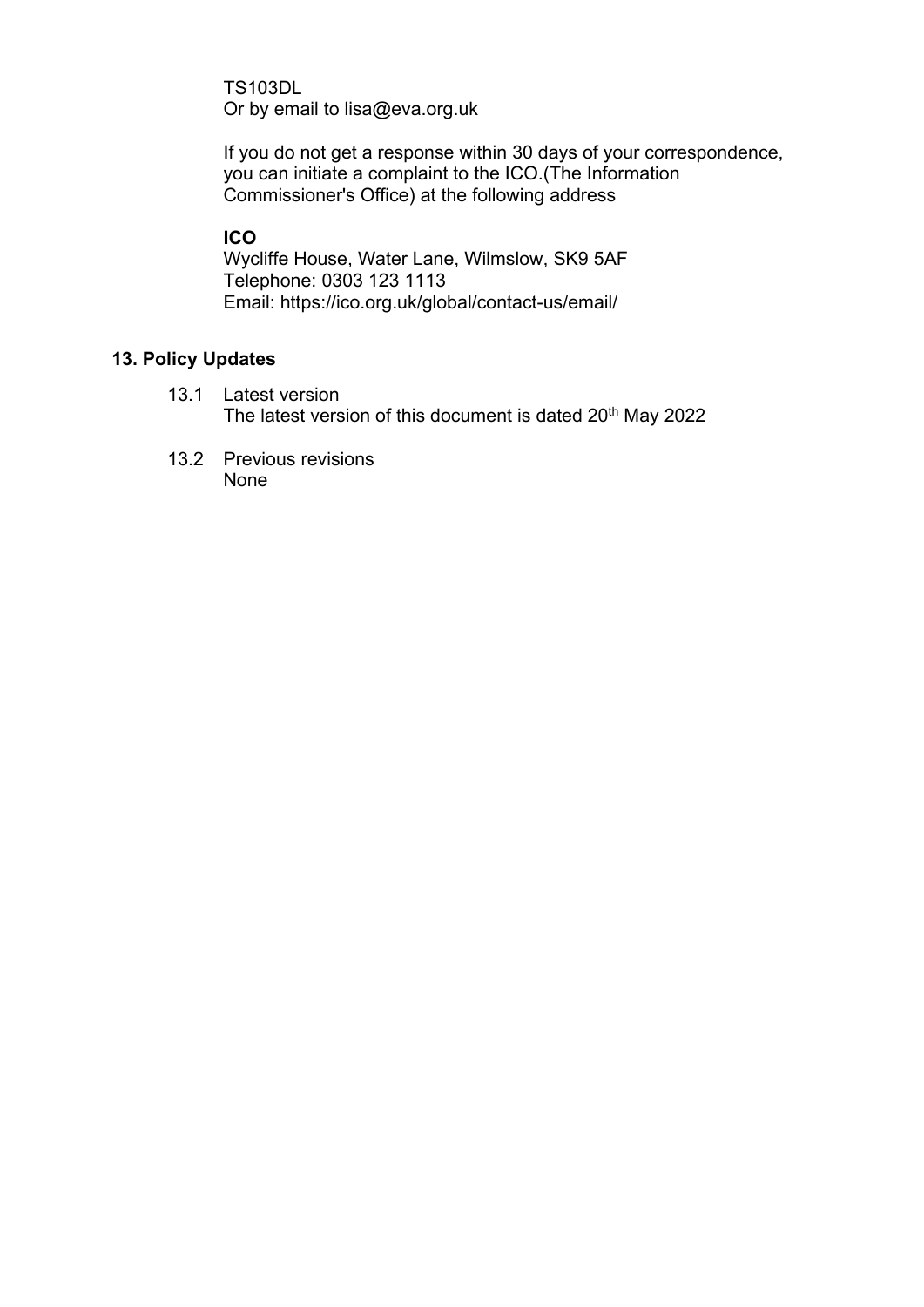TS103DL
Or by email to lisa@eva.org.uk

If you do not get a response within 30 days of your correspondence, you can initiate a complaint to the ICO.(The Information Commissioner's Office) at the following address

**ICO**
Wycliffe House, Water Lane, Wilmslow, SK9 5AF
Telephone: 0303 123 1113
Email: https://ico.org.uk/global/contact-us/email/

## 13. Policy Updates

13.1 Latest version
The latest version of this document is dated 20th May 2022

13.2 Previous revisions
None